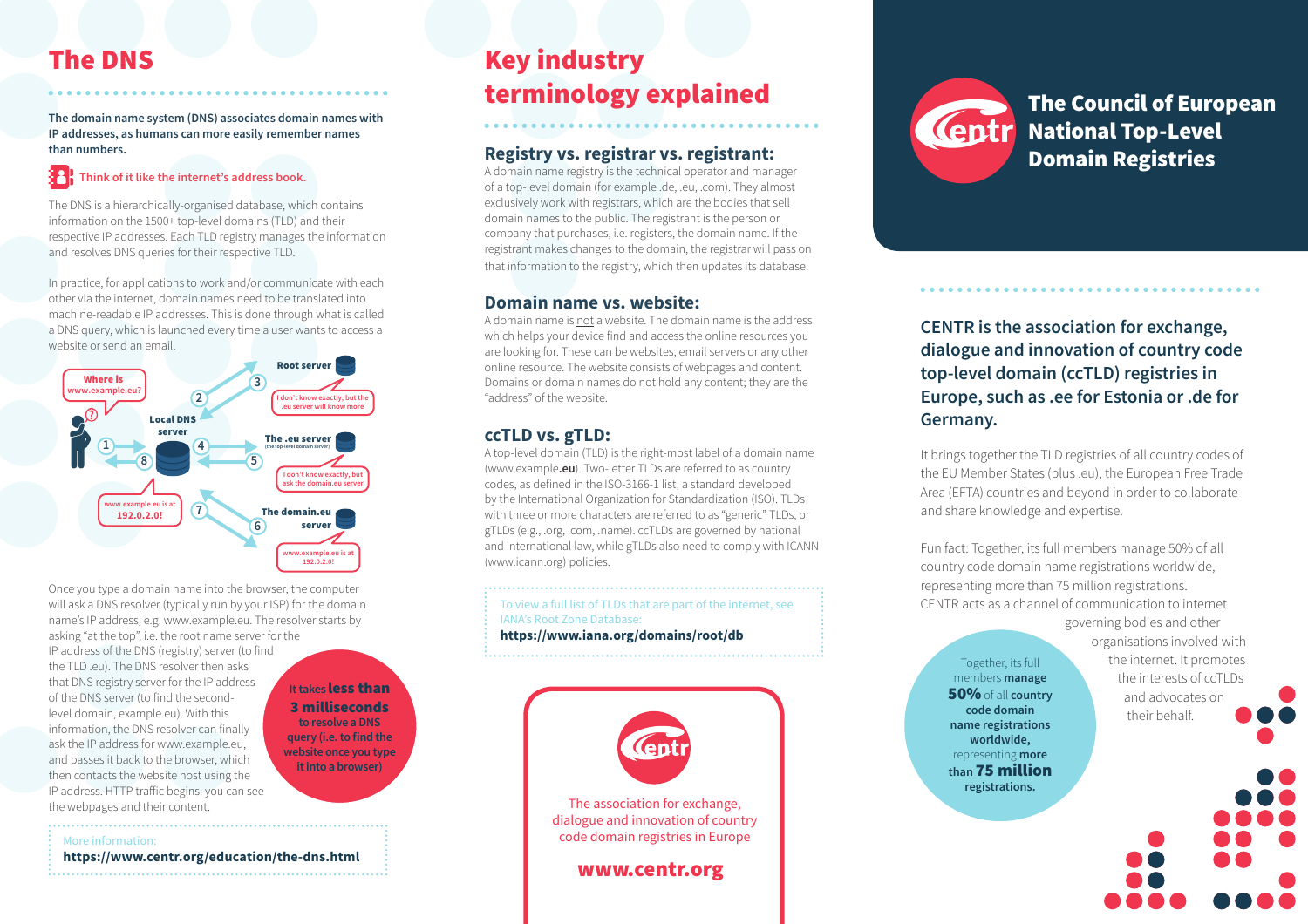## The DNS

**The domain name system (DNS) associates domain names with IP addresses, as humans can more easily remember names than numbers.**

**Think of it like the internet's address book.**

The DNS is a hierarchically-organised database, which contains information on the 1500+ top-level domains (TLD) and their respective IP addresses. Each TLD registry manages the information and resolves DNS queries for their respective TLD.

In practice, for applications to work and/or communicate with each other via the internet, domain names need to be translated into machine-readable IP addresses. This is done through what is called a DNS query, which is launched every time a user wants to access a website or send an email.

Where is www.example.eu?

Local DNS server

Root server — I don't know exactly, but the .eu server will know more

The .eu server (the top-level domain server) — I don't know exactly, but ask the domain.eu server

The domain.eu server — www.example.eu is at 192.0.2.0!

www.example.eu is at 192.0.2.0!

Once you type a domain name into the browser, the computer will ask a DNS resolver (typically run by your ISP) for the domain name's IP address, e.g. www.example.eu. The resolver starts by asking "at the top", i.e. the root name server for the IP address of the DNS (registry) server (to find the TLD .eu). The DNS resolver then asks that DNS registry server for the IP address of the DNS server (to find the second-level domain, example.eu). With this information, the DNS resolver can finally ask the IP address for www.example.eu, and passes it back to the browser, which then contacts the website host using the IP address. HTTP traffic begins: you can see the webpages and their content.

**It takes less than 3 milliseconds to resolve a DNS query (i.e. to find the website once you type it into a browser)**

More information:
**https://www.centr.org/education/the-dns.html**

## Key industry terminology explained

### Registry vs. registrar vs. registrant:

A domain name registry is the technical operator and manager of a top-level domain (for example .de, .eu, .com). They almost exclusively work with registrars, which are the bodies that sell domain names to the public. The registrant is the person or company that purchases, i.e. registers, the domain name. If the registrant makes changes to the domain, the registrar will pass on that information to the registry, which then updates its database.

### Domain name vs. website:

A domain name is not a website. The domain name is the address which helps your device find and access the online resources you are looking for. These can be websites, email servers or any other online resource. The website consists of webpages and content. Domains or domain names do not hold any content; they are the "address" of the website.

### ccTLD vs. gTLD:

A top-level domain (TLD) is the right-most label of a domain name (www.example**.eu**). Two-letter TLDs are referred to as country codes, as defined in the ISO-3166-1 list, a standard developed by the International Organization for Standardization (ISO). TLDs with three or more characters are referred to as "generic" TLDs, or gTLDs (e.g., .org, .com, .name). ccTLDs are governed by national and international law, while gTLDs also need to comply with ICANN (www.icann.org) policies.

To view a full list of TLDs that are part of the internet, see IANA's Root Zone Database:
**https://www.iana.org/domains/root/db**

The association for exchange, dialogue and innovation of country code domain registries in Europe

**www.centr.org**

# The Council of European National Top-Level Domain Registries

### CENTR is the association for exchange, dialogue and innovation of country code top-level domain (ccTLD) registries in Europe, such as .ee for Estonia or .de for Germany.

It brings together the TLD registries of all country codes of the EU Member States (plus .eu), the European Free Trade Area (EFTA) countries and beyond in order to collaborate and share knowledge and expertise.

Fun fact: Together, its full members manage 50% of all country code domain name registrations worldwide, representing more than 75 million registrations.

CENTR acts as a channel of communication to internet governing bodies and other organisations involved with the internet. It promotes the interests of ccTLDs and advocates on their behalf.

Together, its full members **manage 50%** of all **country code domain name registrations worldwide,** representing **more than 75 million registrations.**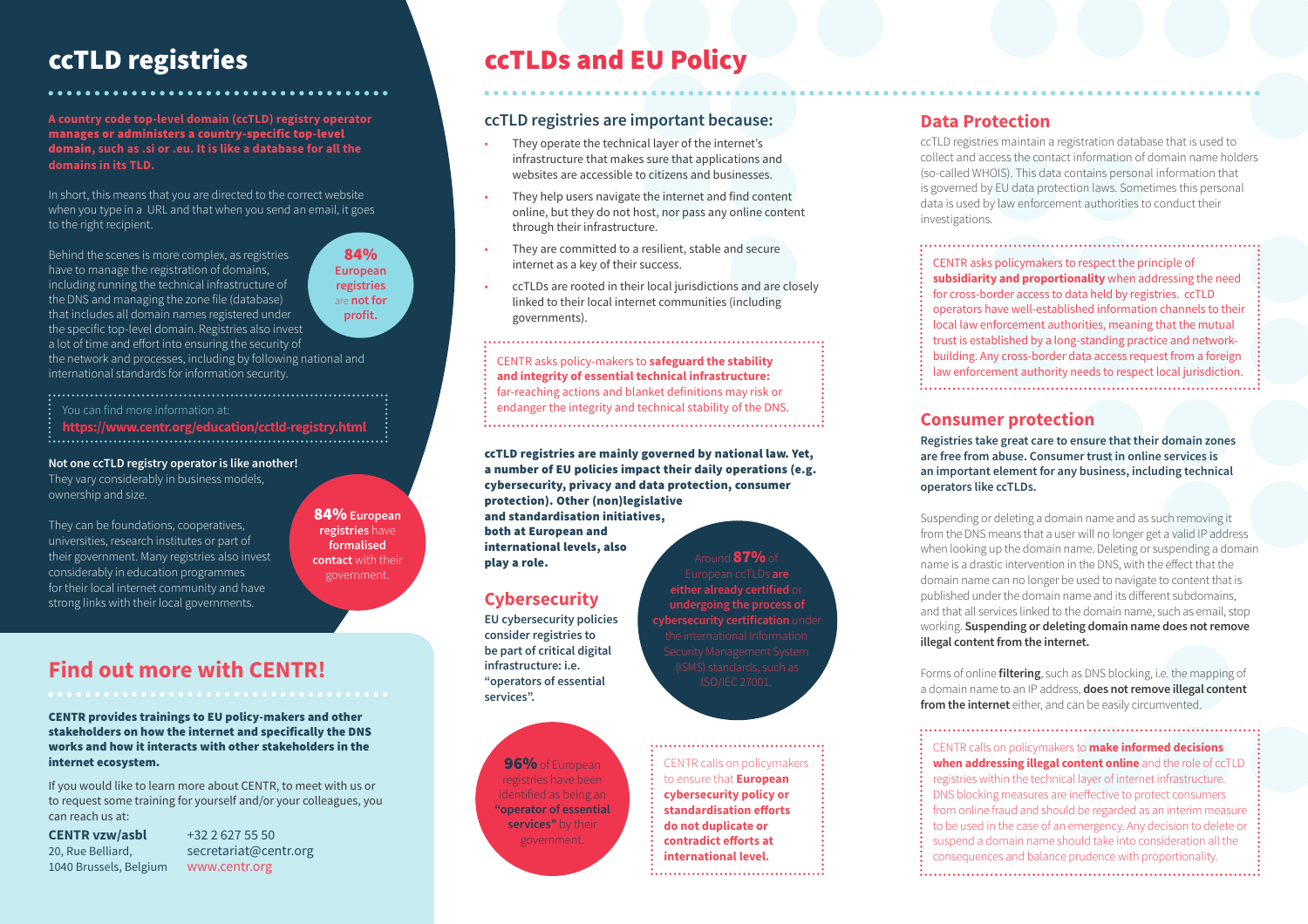# ccTLD registries

**A country code top-level domain (ccTLD) registry operator manages or administers a country-specific top-level domain, such as .si or .eu. It is like a database for all the domains in its TLD.**

In short, this means that you are directed to the correct website when you type in a URL and that when you send an email, it goes to the right recipient.

Behind the scenes is more complex, as registries have to manage the registration of domains, including running the technical infrastructure of the DNS and managing the zone file (database) that includes all domain names registered under the specific top-level domain. Registries also invest a lot of time and effort into ensuring the security of the network and processes, including by following national and international standards for information security.

**84% European registries** are **not for profit.**

You can find more information at:
**https://www.centr.org/education/cctld-registry.html**

**Not one ccTLD registry operator is like another!** They vary considerably in business models, ownership and size.

They can be foundations, cooperatives, universities, research institutes or part of their government. Many registries also invest considerably in education programmes for their local internet community and have strong links with their local governments.

**84% European registries** have **formalised contact** with their government.

## Find out more with CENTR!

**CENTR provides trainings to EU policy-makers and other stakeholders on how the internet and specifically the DNS works and how it interacts with other stakeholders in the internet ecosystem.**

If you would like to learn more about CENTR, to meet with us or to request some training for yourself and/or your colleagues, you can reach us at:

**CENTR vzw/asbl**
20, Rue Belliard,
1040 Brussels, Belgium

+32 2 627 55 50
secretariat@centr.org
www.centr.org

# ccTLDs and EU Policy

### ccTLD registries are important because:

- They operate the technical layer of the internet's infrastructure that makes sure that applications and websites are accessible to citizens and businesses.
- They help users navigate the internet and find content online, but they do not host, nor pass any online content through their infrastructure.
- They are committed to a resilient, stable and secure internet as a key of their success.
- ccTLDs are rooted in their local jurisdictions and are closely linked to their local internet communities (including governments).

CENTR asks policy-makers to **safeguard the stability and integrity of essential technical infrastructure:** far-reaching actions and blanket definitions may risk or endanger the integrity and technical stability of the DNS.

**ccTLD registries are mainly governed by national law. Yet, a number of EU policies impact their daily operations (e.g. cybersecurity, privacy and data protection, consumer protection). Other (non)legislative and standardisation initiatives, both at European and international levels, also play a role.**

## Cybersecurity

**EU cybersecurity policies consider registries to be part of critical digital infrastructure: i.e. "operators of essential services".**

Around **87%** of European ccTLDs **are either already certified** or **undergoing the process of cybersecurity certification** under the international Information Security Management System (ISMS) standards, such as ISO/IEC 27001.

**96%** of European registries have been identified as being an **"operator of essential services"** by their government.

CENTR calls on policymakers to ensure that **European cybersecurity policy or standardisation efforts do not duplicate or contradict efforts at international level.**

## Data Protection

ccTLD registries maintain a registration database that is used to collect and access the contact information of domain name holders (so-called WHOIS). This data contains personal information that is governed by EU data protection laws. Sometimes this personal data is used by law enforcement authorities to conduct their investigations.

CENTR asks policymakers to respect the principle of **subsidiarity and proportionality** when addressing the need for cross-border access to data held by registries. ccTLD operators have well-established information channels to their local law enforcement authorities, meaning that the mutual trust is established by a long-standing practice and network-building. Any cross-border data access request from a foreign law enforcement authority needs to respect local jurisdiction.

## Consumer protection

**Registries take great care to ensure that their domain zones are free from abuse. Consumer trust in online services is an important element for any business, including technical operators like ccTLDs.**

Suspending or deleting a domain name and as such removing it from the DNS means that a user will no longer get a valid IP address when looking up the domain name. Deleting or suspending a domain name is a drastic intervention in the DNS, with the effect that the domain name can no longer be used to navigate to content that is published under the domain name and its different subdomains, and that all services linked to the domain name, such as email, stop working. **Suspending or deleting domain name does not remove illegal content from the internet.**

Forms of online **filtering**, such as DNS blocking, i.e. the mapping of a domain name to an IP address, **does not remove illegal content from the internet** either, and can be easily circumvented.

CENTR calls on policymakers to **make informed decisions when addressing illegal content online** and the role of ccTLD registries within the technical layer of internet infrastructure. DNS blocking measures are ineffective to protect consumers from online fraud and should be regarded as an interim measure to be used in the case of an emergency. Any decision to delete or suspend a domain name should take into consideration all the consequences and balance prudence with proportionality.